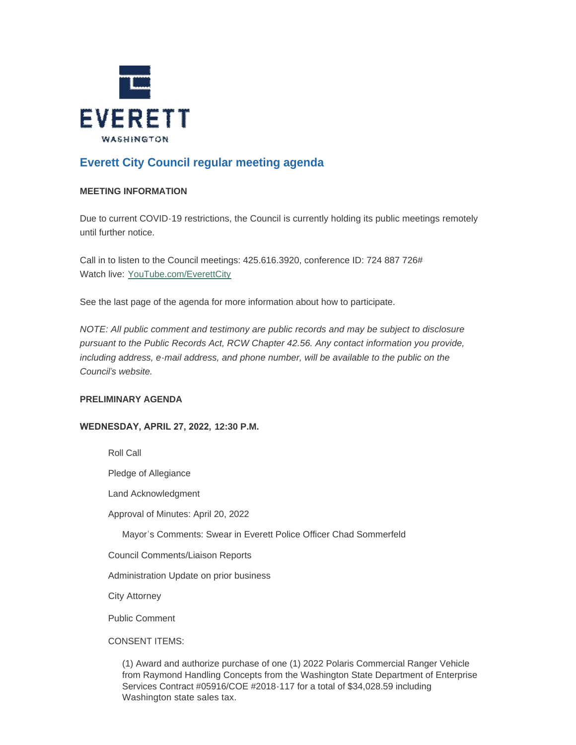EVERETT

WASHINGTON

# Everett City Council regular meeting agenda

**MEETING INFORMATION**

Due to current COVID-19 restrictions, the Council is currently holding its public meetings remotely until further notice.

Call in to listen to the Council meetings: 425.616.3920, conference ID: 724 887 726#
Watch live: YouTube.com/EverettCity

See the last page of the agenda for more information about how to participate.

*NOTE: All public comment and testimony are public records and may be subject to disclosure pursuant to the Public Records Act, RCW Chapter 42.56. Any contact information you provide, including address, e-mail address, and phone number, will be available to the public on the Council's website.*

**PRELIMINARY AGENDA**

**WEDNESDAY, APRIL 27, 2022, 12:30 P.M.**

Roll Call

Pledge of Allegiance

Land Acknowledgment

Approval of Minutes: April 20, 2022

Mayor's Comments: Swear in Everett Police Officer Chad Sommerfeld

Council Comments/Liaison Reports

Administration Update on prior business

City Attorney

Public Comment

CONSENT ITEMS:

(1) Award and authorize purchase of one (1) 2022 Polaris Commercial Ranger Vehicle from Raymond Handling Concepts from the Washington State Department of Enterprise Services Contract #05916/COE #2018-117 for a total of $34,028.59 including Washington state sales tax.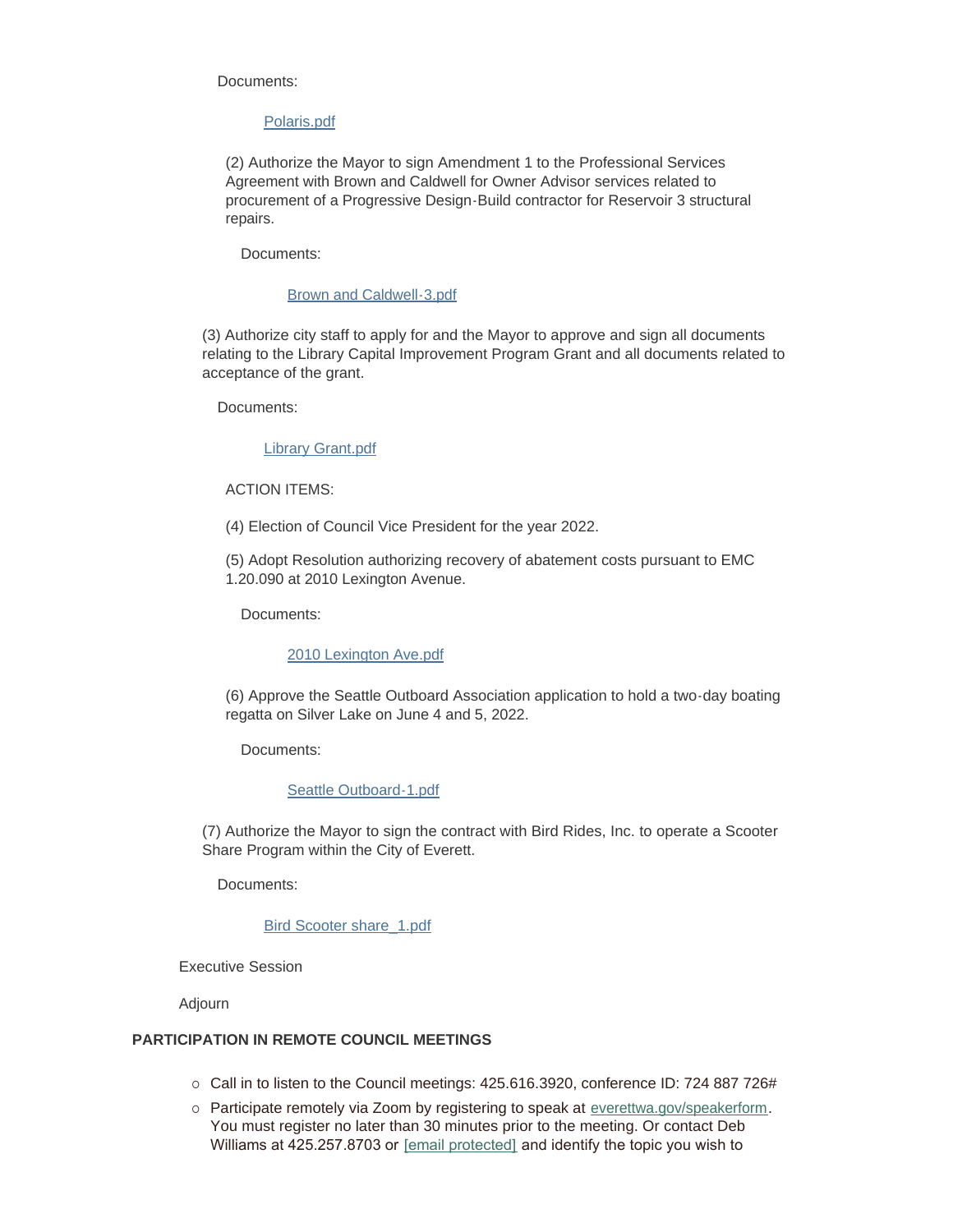Documents:

Polaris.pdf

(2) Authorize the Mayor to sign Amendment 1 to the Professional Services Agreement with Brown and Caldwell for Owner Advisor services related to procurement of a Progressive Design-Build contractor for Reservoir 3 structural repairs.

Documents:

Brown and Caldwell-3.pdf

(3) Authorize city staff to apply for and the Mayor to approve and sign all documents relating to the Library Capital Improvement Program Grant and all documents related to acceptance of the grant.

Documents:

Library Grant.pdf

ACTION ITEMS:

(4) Election of Council Vice President for the year 2022.

(5) Adopt Resolution authorizing recovery of abatement costs pursuant to EMC 1.20.090 at 2010 Lexington Avenue.

Documents:

2010 Lexington Ave.pdf

(6) Approve the Seattle Outboard Association application to hold a two-day boating regatta on Silver Lake on June 4 and 5, 2022.

Documents:

Seattle Outboard-1.pdf

(7) Authorize the Mayor to sign the contract with Bird Rides, Inc. to operate a Scooter Share Program within the City of Everett.

Documents:

Bird Scooter share_1.pdf

Executive Session

Adjourn

**PARTICIPATION IN REMOTE COUNCIL MEETINGS**

- Call in to listen to the Council meetings: 425.616.3920, conference ID: 724 887 726#
- Participate remotely via Zoom by registering to speak at everettwa.gov/speakerform. You must register no later than 30 minutes prior to the meeting. Or contact Deb Williams at 425.257.8703 or [email protected] and identify the topic you wish to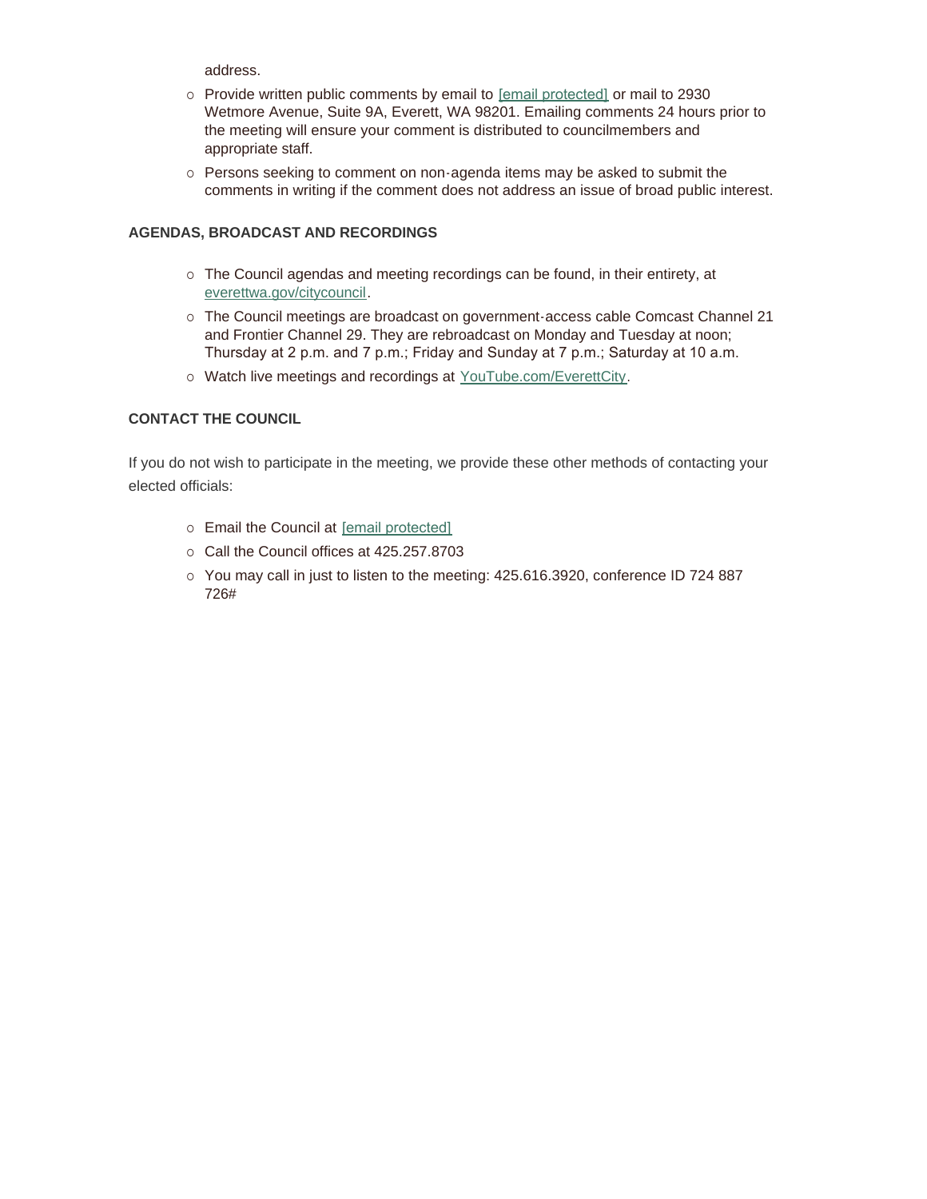address.

- Provide written public comments by email to [email protected] or mail to 2930 Wetmore Avenue, Suite 9A, Everett, WA 98201. Emailing comments 24 hours prior to the meeting will ensure your comment is distributed to councilmembers and appropriate staff.
- Persons seeking to comment on non-agenda items may be asked to submit the comments in writing if the comment does not address an issue of broad public interest.

**AGENDAS, BROADCAST AND RECORDINGS**

- The Council agendas and meeting recordings can be found, in their entirety, at everettwa.gov/citycouncil.
- The Council meetings are broadcast on government-access cable Comcast Channel 21 and Frontier Channel 29. They are rebroadcast on Monday and Tuesday at noon; Thursday at 2 p.m. and 7 p.m.; Friday and Sunday at 7 p.m.; Saturday at 10 a.m.
- Watch live meetings and recordings at YouTube.com/EverettCity.

**CONTACT THE COUNCIL**

If you do not wish to participate in the meeting, we provide these other methods of contacting your elected officials:

- Email the Council at [email protected]
- Call the Council offices at 425.257.8703
- You may call in just to listen to the meeting: 425.616.3920, conference ID 724 887 726#